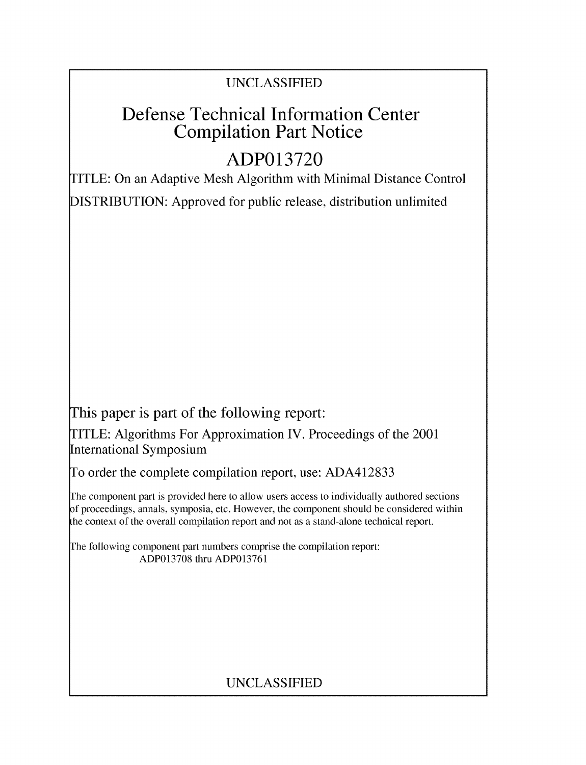UNCLASSIFIED

# Defense Technical Information Center Compilation Part Notice

# ADP013720

TITLE: On an Adaptive Mesh Algorithm with Minimal Distance Control

DISTRIBUTION: Approved for public release, distribution unlimited

This paper is part of the following report:

TITLE: Algorithms For Approximation IV. Proceedings of the 2001 International Symposium

To order the complete compilation report, use: ADA412833

The component part is provided here to allow users access to individually authored sections of proceedings, annals, symposia, etc. However, the component should be considered within the context of the overall compilation report and not as a stand-alone technical report.

The following component part numbers comprise the compilation report:
ADP013708 thru ADP013761

UNCLASSIFIED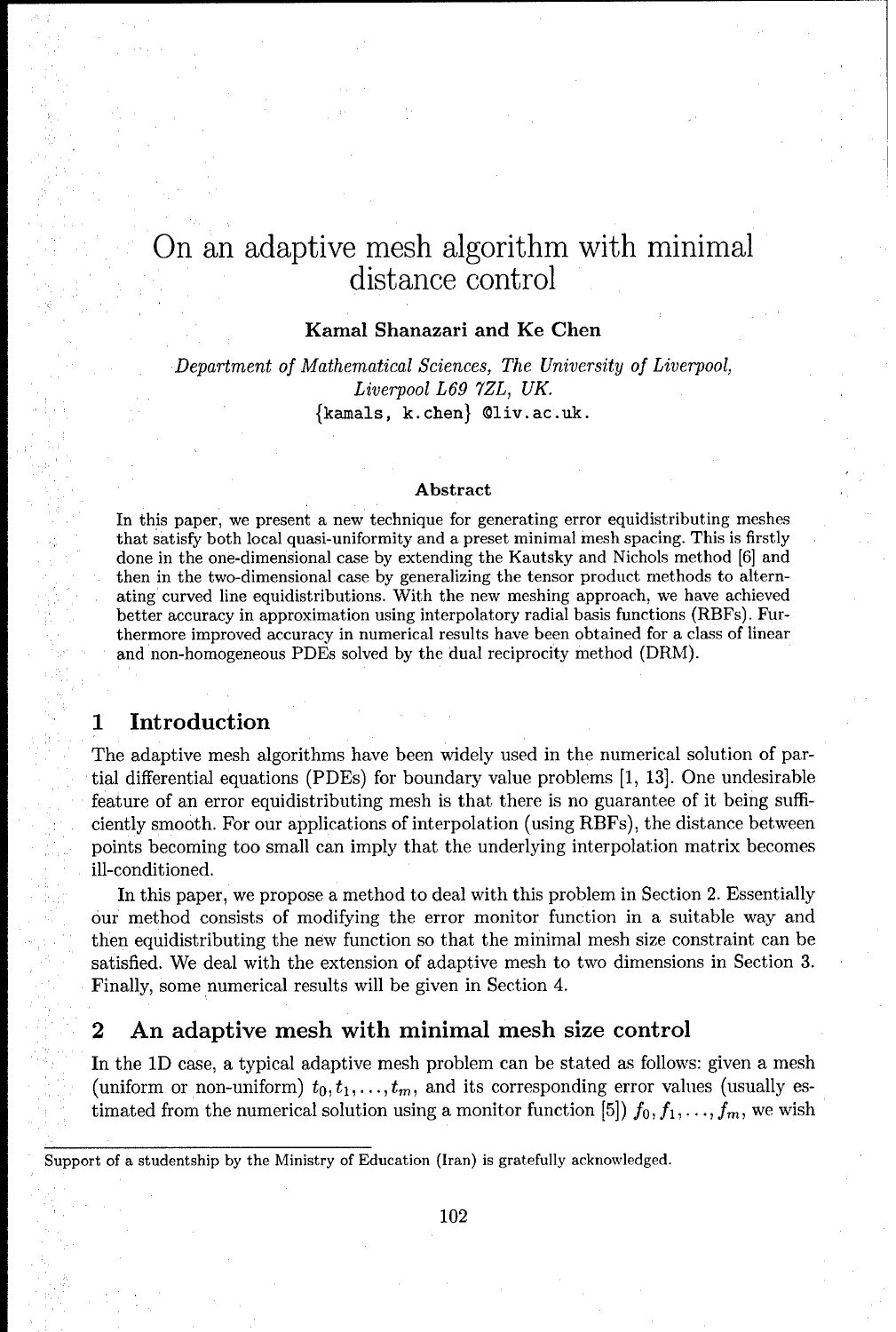# On an adaptive mesh algorithm with minimal distance control

**Kamal Shanazari and Ke Chen**

*Department of Mathematical Sciences, The University of Liverpool, Liverpool L69 7ZL, UK.*
{kamals, k.chen} @liv.ac.uk.

### Abstract

In this paper, we present a new technique for generating error equidistributing meshes that satisfy both local quasi-uniformity and a preset minimal mesh spacing. This is firstly done in the one-dimensional case by extending the Kautsky and Nichols method [6] and then in the two-dimensional case by generalizing the tensor product methods to alternating curved line equidistributions. With the new meshing approach, we have achieved better accuracy in approximation using interpolatory radial basis functions (RBFs). Furthermore improved accuracy in numerical results have been obtained for a class of linear and non-homogeneous PDEs solved by the dual reciprocity method (DRM).

## 1 Introduction

The adaptive mesh algorithms have been widely used in the numerical solution of partial differential equations (PDEs) for boundary value problems [1, 13]. One undesirable feature of an error equidistributing mesh is that there is no guarantee of it being sufficiently smooth. For our applications of interpolation (using RBFs), the distance between points becoming too small can imply that the underlying interpolation matrix becomes ill-conditioned.

In this paper, we propose a method to deal with this problem in Section 2. Essentially our method consists of modifying the error monitor function in a suitable way and then equidistributing the new function so that the minimal mesh size constraint can be satisfied. We deal with the extension of adaptive mesh to two dimensions in Section 3. Finally, some numerical results will be given in Section 4.

## 2 An adaptive mesh with minimal mesh size control

In the 1D case, a typical adaptive mesh problem can be stated as follows: given a mesh (uniform or non-uniform) $t_0, t_1, \ldots, t_m$, and its corresponding error values (usually estimated from the numerical solution using a monitor function [5]) $f_0, f_1, \ldots, f_m$, we wish

Support of a studentship by the Ministry of Education (Iran) is gratefully acknowledged.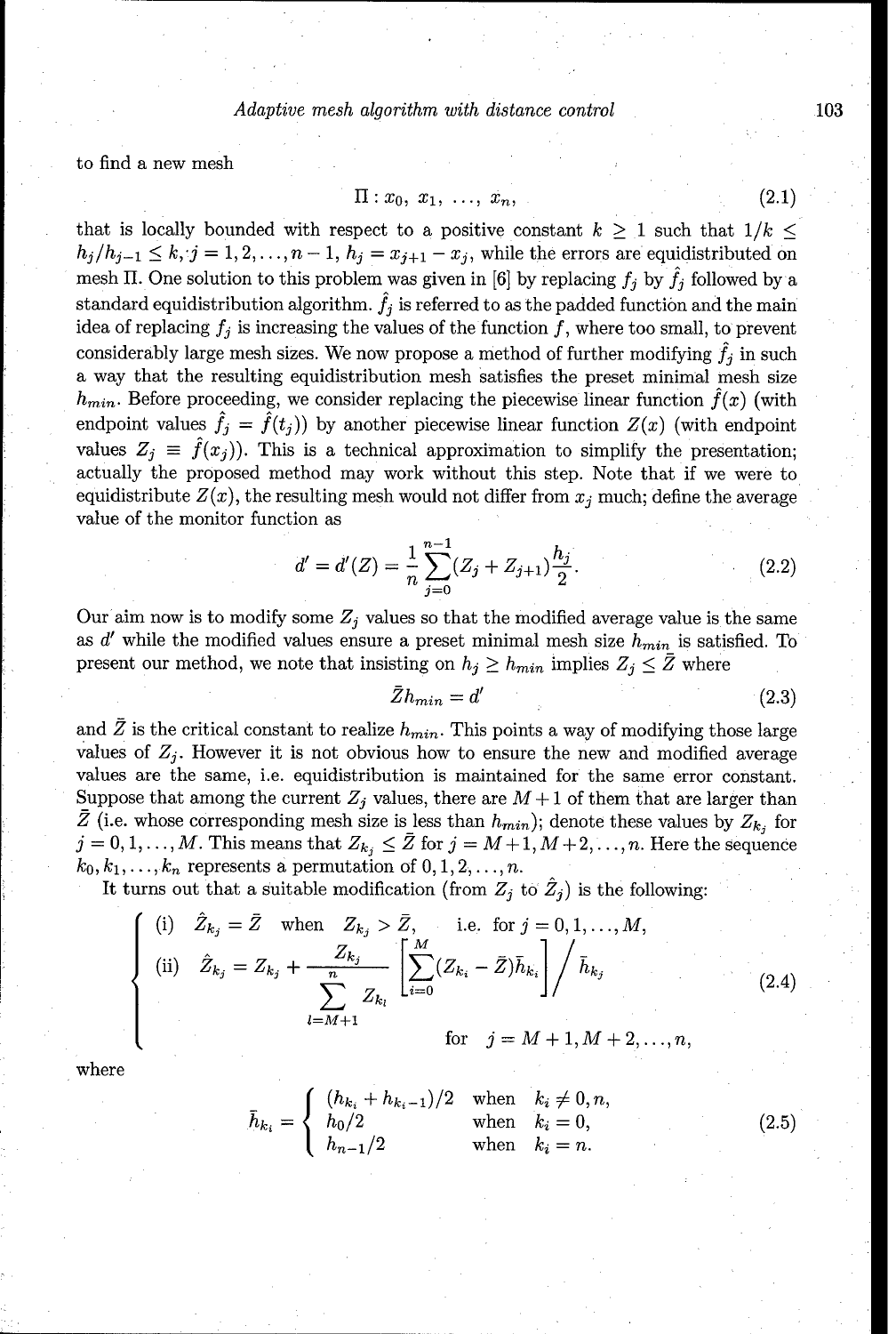to find a new mesh

$$\Pi : x_0,\ x_1,\ \ldots,\ x_n, \tag{2.1}$$

that is locally bounded with respect to a positive constant $k \geq 1$ such that $1/k \leq h_j/h_{j-1} \leq k, j = 1, 2, \ldots, n-1$, $h_j = x_{j+1} - x_j$, while the errors are equidistributed on mesh $\Pi$. One solution to this problem was given in [6] by replacing $f_j$ by $\hat{f}_j$ followed by a standard equidistribution algorithm. $\hat{f}_j$ is referred to as the padded function and the main idea of replacing $f_j$ is increasing the values of the function $f$, where too small, to prevent considerably large mesh sizes. We now propose a method of further modifying $\hat{f}_j$ in such a way that the resulting equidistribution mesh satisfies the preset minimal mesh size $h_{min}$. Before proceeding, we consider replacing the piecewise linear function $\hat{f}(x)$ (with endpoint values $\hat{f}_j = \hat{f}(t_j)$) by another piecewise linear function $Z(x)$ (with endpoint values $Z_j \equiv \hat{f}(x_j)$). This is a technical approximation to simplify the presentation; actually the proposed method may work without this step. Note that if we were to equidistribute $Z(x)$, the resulting mesh would not differ from $x_j$ much; define the average value of the monitor function as

$$d' = d'(Z) = \frac{1}{n} \sum_{j=0}^{n-1} (Z_j + Z_{j+1}) \frac{h_j}{2}. \tag{2.2}$$

Our aim now is to modify some $Z_j$ values so that the modified average value is the same as $d'$ while the modified values ensure a preset minimal mesh size $h_{min}$ is satisfied. To present our method, we note that insisting on $h_j \geq h_{min}$ implies $Z_j \leq \bar{Z}$ where

$$\bar{Z} h_{min} = d' \tag{2.3}$$

and $\bar{Z}$ is the critical constant to realize $h_{min}$. This points a way of modifying those large values of $Z_j$. However it is not obvious how to ensure the new and modified average values are the same, i.e. equidistribution is maintained for the same error constant. Suppose that among the current $Z_j$ values, there are $M+1$ of them that are larger than $\bar{Z}$ (i.e. whose corresponding mesh size is less than $h_{min}$); denote these values by $Z_{k_j}$ for $j = 0, 1, \ldots, M$. This means that $Z_{k_j} \leq \bar{Z}$ for $j = M+1, M+2, \ldots, n$. Here the sequence $k_0, k_1, \ldots, k_n$ represents a permutation of $0, 1, 2, \ldots, n$.

It turns out that a suitable modification (from $Z_j$ to $\hat{Z}_j$) is the following:

$$\begin{cases} \text{(i)} \quad \hat{Z}_{k_j} = \bar{Z} \quad \text{when} \quad Z_{k_j} > \bar{Z}, \qquad \text{i.e. for } j = 0, 1, \ldots, M, \\[2mm] \text{(ii)} \quad \hat{Z}_{k_j} = Z_{k_j} + \dfrac{Z_{k_j}}{\displaystyle\sum_{l=M+1}^{n} Z_{k_l}} \left[ \displaystyle\sum_{i=0}^{M} (Z_{k_i} - \bar{Z}) \bar{h}_{k_i} \right] \Big/ \bar{h}_{k_j} \\[2mm] \qquad\qquad\qquad\qquad\qquad\qquad \text{for} \quad j = M+1, M+2, \ldots, n, \end{cases} \tag{2.4}$$

where

$$\bar{h}_{k_i} = \begin{cases} (h_{k_i} + h_{k_i - 1})/2 & \text{when} \quad k_i \neq 0, n, \\ h_0/2 & \text{when} \quad k_i = 0, \\ h_{n-1}/2 & \text{when} \quad k_i = n. \end{cases} \tag{2.5}$$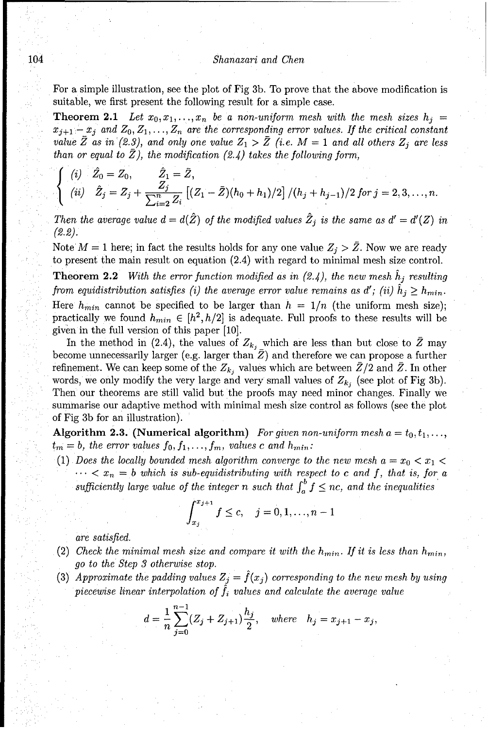For a simple illustration, see the plot of Fig 3b. To prove that the above modification is suitable, we first present the following result for a simple case.

**Theorem 2.1** *Let $x_0, x_1, \ldots, x_n$ be a non-uniform mesh with the mesh sizes $h_j = x_{j+1} - x_j$ and $Z_0, Z_1, \ldots, Z_n$ are the corresponding error values. If the critical constant value $\bar{Z}$ as in (2.3), and only one value $Z_1 > \bar{Z}$ (i.e. $M = 1$ and all others $Z_j$ are less than or equal to $\bar{Z}$), the modification (2.4) takes the following form,*

$$
\begin{cases}
(i) \quad \hat{Z}_0 = Z_0, \qquad \hat{Z}_1 = \bar{Z}, \\
(ii) \quad \hat{Z}_j = Z_j + \dfrac{Z_j}{\sum_{i=2}^{n} Z_i} \left[ (Z_1 - \bar{Z})(h_0 + h_1)/2 \right] / (h_j + h_{j-1})/2 \; \text{for } j = 2, 3, \ldots, n.
\end{cases}
$$

*Then the average value $d = d(\hat{Z})$ of the modified values $\hat{Z}_j$ is the same as $d' = d'(Z)$ in (2.2).*

Note $M = 1$ here; in fact the results holds for any one value $Z_j > \bar{Z}$. Now we are ready to present the main result on equation (2.4) with regard to minimal mesh size control.

**Theorem 2.2** *With the error function modified as in (2.4), the new mesh $\hat{h}_j$ resulting from equidistribution satisfies (i) the average error value remains as $d'$; (ii) $\hat{h}_j \geq h_{min}$.*
Here $h_{min}$ cannot be specified to be larger than $h = 1/n$ (the uniform mesh size); practically we found $h_{min} \in [h^2, h/2]$ is adequate. Full proofs to these results will be given in the full version of this paper [10].

In the method in (2.4), the values of $Z_{k_j}$ which are less than but close to $\bar{Z}$ may become unnecessarily larger (e.g. larger than $\bar{Z}$) and therefore we can propose a further refinement. We can keep some of the $Z_{k_j}$ values which are between $\bar{Z}/2$ and $\bar{Z}$. In other words, we only modify the very large and very small values of $Z_{k_j}$ (see plot of Fig 3b). Then our theorems are still valid but the proofs may need minor changes. Finally we summarise our adaptive method with minimal mesh size control as follows (see the plot of Fig 3b for an illustration).

**Algorithm 2.3. (Numerical algorithm)** *For given non-uniform mesh $a = t_0, t_1, \ldots, t_m = b$, the error values $f_0, f_1, \ldots, f_m$, values $c$ and $h_{min}$:*

(1) *Does the locally bounded mesh algorithm converge to the new mesh $a = x_0 < x_1 < \cdots < x_n = b$ which is sub-equidistributing with respect to $c$ and $f$, that is, for a sufficiently large value of the integer $n$ such that $\int_a^b f \leq nc$, and the inequalities*

$$\int_{x_j}^{x_{j+1}} f \leq c, \quad j = 0, 1, \ldots, n-1$$

*are satisfied.*

(2) *Check the minimal mesh size and compare it with the $h_{min}$. If it is less than $h_{min}$, go to the Step 3 otherwise stop.*

(3) *Approximate the padding values $Z_j = \hat{f}(x_j)$ corresponding to the new mesh by using piecewise linear interpolation of $\hat{f}_i$ values and calculate the average value*

$$d = \frac{1}{n} \sum_{j=0}^{n-1} (Z_j + Z_{j+1}) \frac{h_j}{2}, \quad \text{where} \quad h_j = x_{j+1} - x_j,$$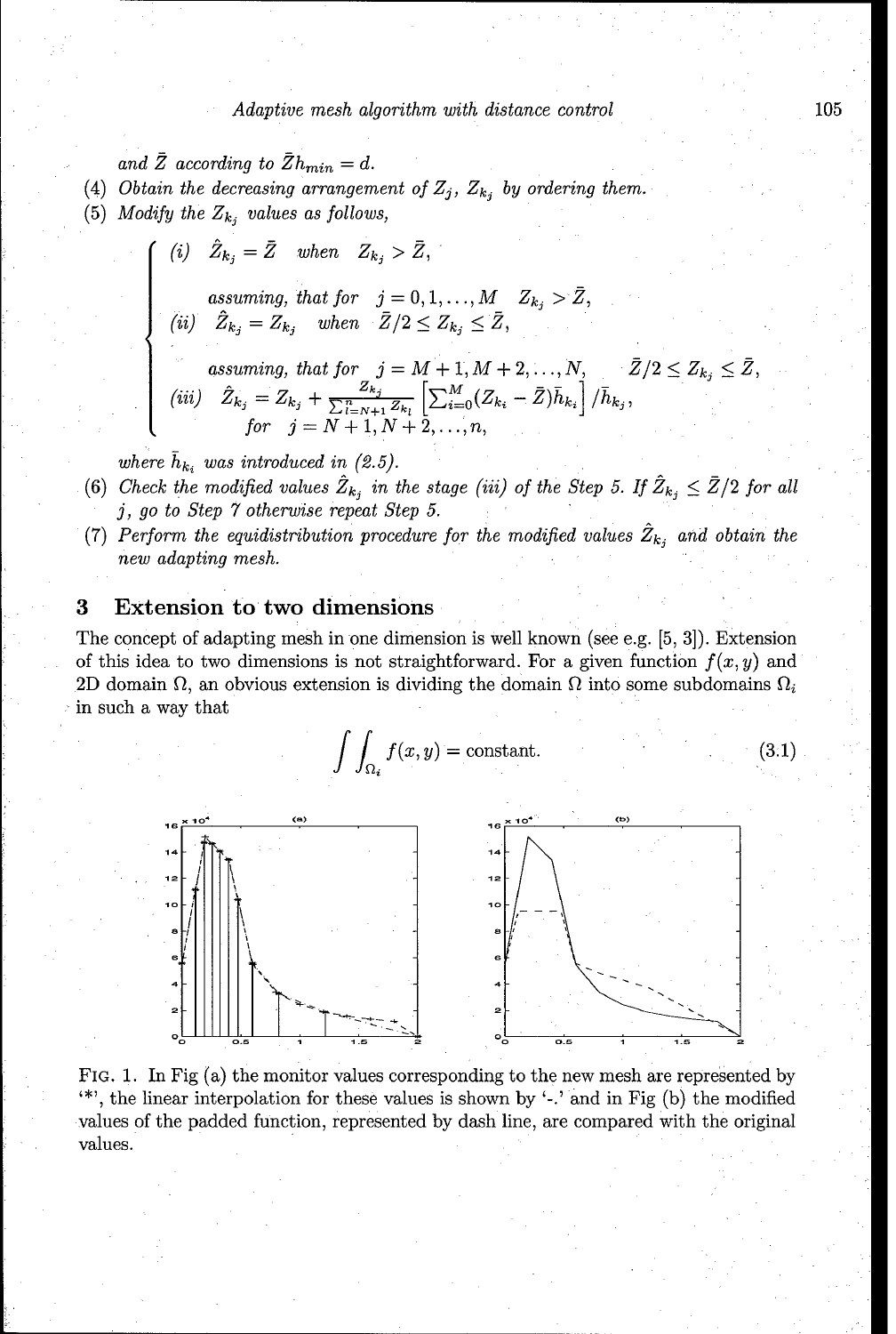and $\bar{Z}$ according to $\bar{Z}h_{min} = d$.

(4) *Obtain the decreasing arrangement of* $Z_j$, $Z_{k_j}$ *by ordering them.*

(5) *Modify the* $Z_{k_j}$ *values as follows,*

$$
\begin{cases}
(i) \quad \hat{Z}_{k_j} = \bar{Z} \quad \text{when} \quad Z_{k_j} > \bar{Z}, \\[6pt]
\quad\quad \text{assuming, that for} \quad j = 0, 1, \ldots, M \quad Z_{k_j} > \bar{Z}, \\
(ii) \quad \hat{Z}_{k_j} = Z_{k_j} \quad \text{when} \quad \bar{Z}/2 \leq Z_{k_j} \leq \bar{Z}, \\[6pt]
\quad\quad \text{assuming, that for} \quad j = M+1, M+2, \ldots, N, \qquad \bar{Z}/2 \leq Z_{k_j} \leq \bar{Z}, \\
(iii) \quad \hat{Z}_{k_j} = Z_{k_j} + \frac{Z_{k_j}}{\sum_{l=N+1}^{n} Z_{k_l}} \left[ \sum_{i=0}^{M} (Z_{k_i} - \bar{Z}) \bar{h}_{k_i} \right] / \bar{h}_{k_j}, \\
\quad\quad \text{for} \quad j = N+1, N+2, \ldots, n,
\end{cases}
$$

*where* $\bar{h}_{k_i}$ *was introduced in (2.5).*

(6) *Check the modified values* $\hat{Z}_{k_j}$ *in the stage (iii) of the Step 5. If* $\hat{Z}_{k_j} \leq \bar{Z}/2$ *for all* $j$*, go to Step 7 otherwise repeat Step 5.*

(7) *Perform the equidistribution procedure for the modified values* $\hat{Z}_{k_j}$ *and obtain the new adapting mesh.*

## 3 Extension to two dimensions

The concept of adapting mesh in one dimension is well known (see e.g. [5, 3]). Extension of this idea to two dimensions is not straightforward. For a given function $f(x, y)$ and 2D domain $\Omega$, an obvious extension is dividing the domain $\Omega$ into some subdomains $\Omega_i$ in such a way that

$$\int\int_{\Omega_i} f(x, y) = \text{constant}. \tag{3.1}$$

FIG. 1. In Fig (a) the monitor values corresponding to the new mesh are represented by '*', the linear interpolation for these values is shown by '-.' and in Fig (b) the modified values of the padded function, represented by dash line, are compared with the original values.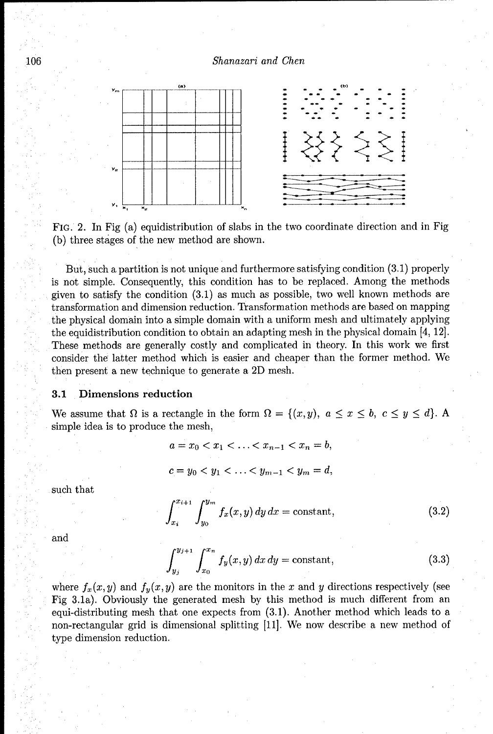FIG. 2. In Fig (a) equidistribution of slabs in the two coordinate direction and in Fig (b) three stages of the new method are shown.

But, such a partition is not unique and furthermore satisfying condition (3.1) properly is not simple. Consequently, this condition has to be replaced. Among the methods given to satisfy the condition (3.1) as much as possible, two well known methods are transformation and dimension reduction. Transformation methods are based on mapping the physical domain into a simple domain with a uniform mesh and ultimately applying the equidistribution condition to obtain an adapting mesh in the physical domain [4, 12]. These methods are generally costly and complicated in theory. In this work we first consider the latter method which is easier and cheaper than the former method. We then present a new technique to generate a 2D mesh.

### 3.1 Dimensions reduction

We assume that $\Omega$ is a rectangle in the form $\Omega = \{(x,y),\ a \leq x \leq b,\ c \leq y \leq d\}$. A simple idea is to produce the mesh,

$$a = x_0 < x_1 < \ldots < x_{n-1} < x_n = b,$$

$$c = y_0 < y_1 < \ldots < y_{m-1} < y_m = d,$$

such that

$$\int_{x_i}^{x_{i+1}} \int_{y_0}^{y_m} f_x(x,y)\, dy\, dx = \text{constant}, \tag{3.2}$$

and

$$\int_{y_j}^{y_{j+1}} \int_{x_0}^{x_n} f_y(x,y)\, dx\, dy = \text{constant}, \tag{3.3}$$

where $f_x(x,y)$ and $f_y(x,y)$ are the monitors in the $x$ and $y$ directions respectively (see Fig 3.1a). Obviously the generated mesh by this method is much different from an equi-distributing mesh that one expects from (3.1). Another method which leads to a non-rectangular grid is dimensional splitting [11]. We now describe a new method of type dimension reduction.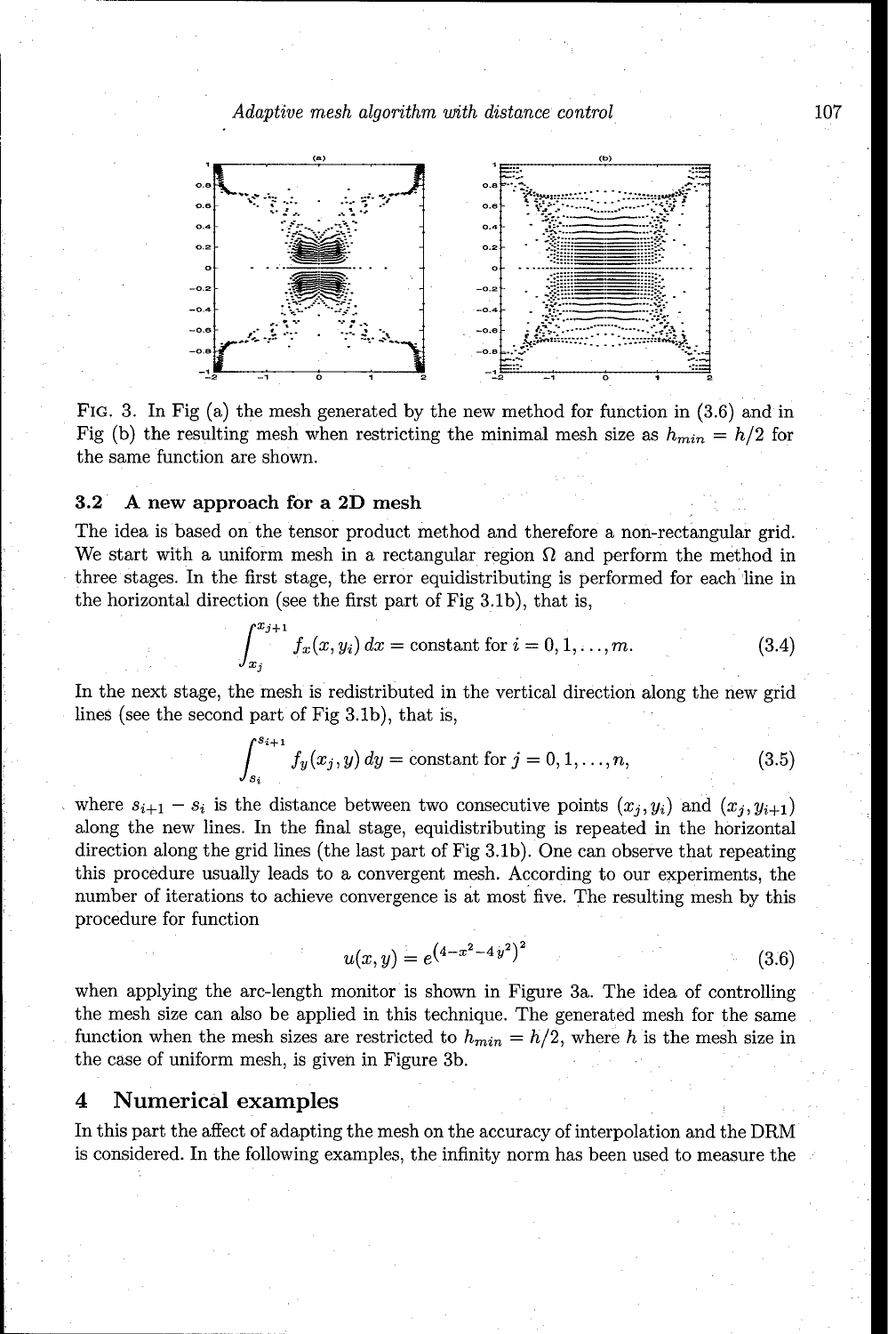FIG. 3. In Fig (a) the mesh generated by the new method for function in (3.6) and in Fig (b) the resulting mesh when restricting the minimal mesh size as $h_{min} = h/2$ for the same function are shown.

### 3.2 A new approach for a 2D mesh

The idea is based on the tensor product method and therefore a non-rectangular grid. We start with a uniform mesh in a rectangular region $\Omega$ and perform the method in three stages. In the first stage, the error equidistributing is performed for each line in the horizontal direction (see the first part of Fig 3.1b), that is,

$$\int_{x_j}^{x_{j+1}} f_x(x, y_i)\, dx = \text{constant for } i = 0, 1, \ldots, m. \tag{3.4}$$

In the next stage, the mesh is redistributed in the vertical direction along the new grid lines (see the second part of Fig 3.1b), that is,

$$\int_{s_i}^{s_{i+1}} f_y(x_j, y)\, dy = \text{constant for } j = 0, 1, \ldots, n, \tag{3.5}$$

where $s_{i+1} - s_i$ is the distance between two consecutive points $(x_j, y_i)$ and $(x_j, y_{i+1})$ along the new lines. In the final stage, equidistributing is repeated in the horizontal direction along the grid lines (the last part of Fig 3.1b). One can observe that repeating this procedure usually leads to a convergent mesh. According to our experiments, the number of iterations to achieve convergence is at most five. The resulting mesh by this procedure for function

$$u(x, y) = e^{\left(4 - x^2 - 4y^2\right)^2} \tag{3.6}$$

when applying the arc-length monitor is shown in Figure 3a. The idea of controlling the mesh size can also be applied in this technique. The generated mesh for the same function when the mesh sizes are restricted to $h_{min} = h/2$, where $h$ is the mesh size in the case of uniform mesh, is given in Figure 3b.

## 4 Numerical examples

In this part the affect of adapting the mesh on the accuracy of interpolation and the DRM is considered. In the following examples, the infinity norm has been used to measure the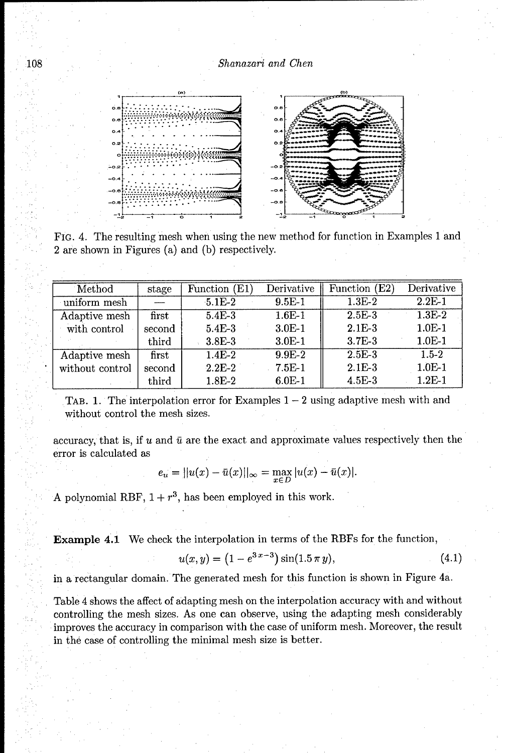FIG. 4. The resulting mesh when using the new method for function in Examples 1 and 2 are shown in Figures (a) and (b) respectively.

| Method | stage | Function (E1) | Derivative | Function (E2) | Derivative |
|---|---|---|---|---|---|
| uniform mesh | — | 5.1E-2 | 9.5E-1 | 1.3E-2 | 2.2E-1 |
| Adaptive mesh with control | first | 5.4E-3 | 1.6E-1 | 2.5E-3 | 1.3E-2 |
| | second | 5.4E-3 | 3.0E-1 | 2.1E-3 | 1.0E-1 |
| | third | 3.8E-3 | 3.0E-1 | 3.7E-3 | 1.0E-1 |
| Adaptive mesh without control | first | 1.4E-2 | 9.9E-2 | 2.5E-3 | 1.5-2 |
| | second | 2.2E-2 | 7.5E-1 | 2.1E-3 | 1.0E-1 |
| | third | 1.8E-2 | 6.0E-1 | 4.5E-3 | 1.2E-1 |

TAB. 1. The interpolation error for Examples 1 − 2 using adaptive mesh with and without control the mesh sizes.

accuracy, that is, if $u$ and $\bar{u}$ are the exact and approximate values respectively then the error is calculated as

$$e_u = ||u(x) - \bar{u}(x)||_\infty = \max_{x \in D} |u(x) - \bar{u}(x)|.$$

A polynomial RBF, $1 + r^3$, has been employed in this work.

**Example 4.1** We check the interpolation in terms of the RBFs for the function,

$$u(x, y) = \left(1 - e^{3x-3}\right) \sin(1.5\,\pi\, y), \tag{4.1}$$

in a rectangular domain. The generated mesh for this function is shown in Figure 4a.

Table 4 shows the affect of adapting mesh on the interpolation accuracy with and without controlling the mesh sizes. As one can observe, using the adapting mesh considerably improves the accuracy in comparison with the case of uniform mesh. Moreover, the result in the case of controlling the minimal mesh size is better.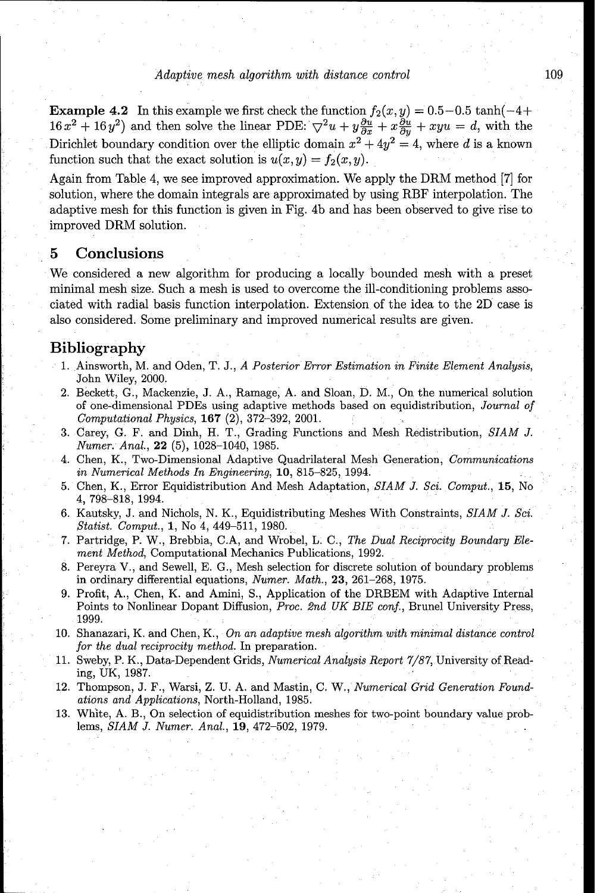**Example 4.2** In this example we first check the function $f_2(x, y) = 0.5 - 0.5 \tanh(-4 + 16x^2 + 16y^2)$ and then solve the linear PDE: $\nabla^2 u + y\frac{\partial u}{\partial x} + x\frac{\partial u}{\partial y} + xyu = d$, with the Dirichlet boundary condition over the elliptic domain $x^2 + 4y^2 = 4$, where $d$ is a known function such that the exact solution is $u(x, y) = f_2(x, y)$.

Again from Table 4, we see improved approximation. We apply the DRM method [7] for solution, where the domain integrals are approximated by using RBF interpolation. The adaptive mesh for this function is given in Fig. 4b and has been observed to give rise to improved DRM solution.

## 5 Conclusions

We considered a new algorithm for producing a locally bounded mesh with a preset minimal mesh size. Such a mesh is used to overcome the ill-conditioning problems associated with radial basis function interpolation. Extension of the idea to the 2D case is also considered. Some preliminary and improved numerical results are given.

## Bibliography

1. Ainsworth, M. and Oden, T. J., *A Posterior Error Estimation in Finite Element Analysis*, John Wiley, 2000.
2. Beckett, G., Mackenzie, J. A., Ramage, A. and Sloan, D. M., On the numerical solution of one-dimensional PDEs using adaptive methods based on equidistribution, *Journal of Computational Physics*, **167** (2), 372–392, 2001.
3. Carey, G. F. and Dinh, H. T., Grading Functions and Mesh Redistribution, *SIAM J. Numer. Anal.*, **22** (5), 1028–1040, 1985.
4. Chen, K., Two-Dimensional Adaptive Quadrilateral Mesh Generation, *Communications in Numerical Methods In Engineering*, **10**, 815–825, 1994.
5. Chen, K., Error Equidistribution And Mesh Adaptation, *SIAM J. Sci. Comput.*, **15**, No 4, 798–818, 1994.
6. Kautsky, J. and Nichols, N. K., Equidistributing Meshes With Constraints, *SIAM J. Sci. Statist. Comput.*, **1**, No 4, 449–511, 1980.
7. Partridge, P. W., Brebbia, C.A, and Wrobel, L. C., *The Dual Reciprocity Boundary Element Method*, Computational Mechanics Publications, 1992.
8. Pereyra V., and Sewell, E. G., Mesh selection for discrete solution of boundary problems in ordinary differential equations, *Numer. Math.*, **23**, 261–268, 1975.
9. Profit, A., Chen, K. and Amini, S., Application of the DRBEM with Adaptive Internal Points to Nonlinear Dopant Diffusion, *Proc. 2nd UK BIE conf.*, Brunel University Press, 1999.
10. Shanazari, K. and Chen, K., *On an adaptive mesh algorithm with minimal distance control for the dual reciprocity method.* In preparation.
11. Sweby, P. K., Data-Dependent Grids, *Numerical Analysis Report 7/87*, University of Reading, UK, 1987.
12. Thompson, J. F., Warsi, Z. U. A. and Mastin, C. W., *Numerical Grid Generation Foundations and Applications*, North-Holland, 1985.
13. White, A. B., On selection of equidistribution meshes for two-point boundary value problems, *SIAM J. Numer. Anal.*, **19**, 472–502, 1979.